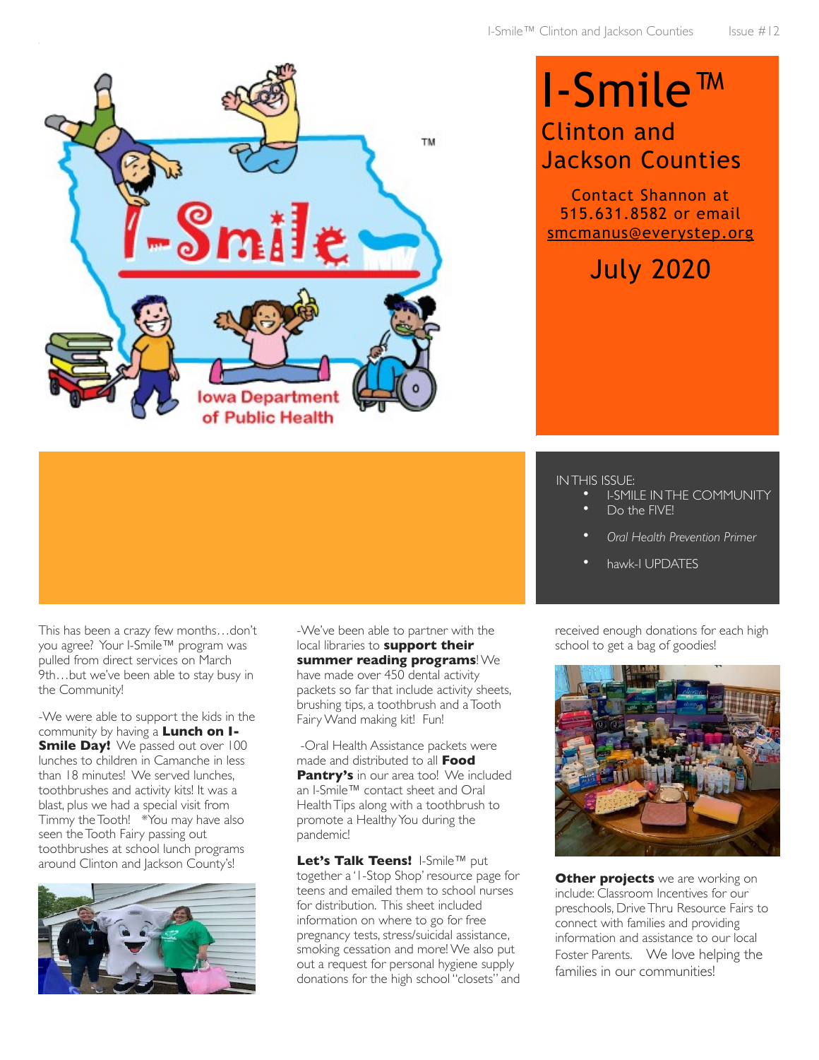# I-Smile™

## Clinton and Jackson Counties

Contact Shannon at 515.631.8582 or email smcmanus@everystep.org

## July 2020

IN THIS ISSUE:

- I-SMILE IN THE COMMUNITY
- Do the FIVE!
- *Oral Health Prevention Primer*
- hawk-I UPDATES

This has been a crazy few months…don't you agree? Your I-Smile™ program was pulled from direct services on March 9th…but we've been able to stay busy in the Community!

-We were able to support the kids in the community by having a **Lunch on I-Smile Day!** We passed out over 100 lunches to children in Camanche in less than 18 minutes! We served lunches, toothbrushes and activity kits! It was a blast, plus we had a special visit from Timmy the Tooth! *You may have also seen the Tooth Fairy passing out toothbrushes at school lunch programs around Clinton and Jackson County's!

-We've been able to partner with the local libraries to **support their summer reading programs**! We have made over 450 dental activity packets so far that include activity sheets, brushing tips, a toothbrush and a Tooth Fairy Wand making kit! Fun!

-Oral Health Assistance packets were made and distributed to all **Food Pantry's** in our area too! We included an I-Smile™ contact sheet and Oral Health Tips along with a toothbrush to promote a Healthy You during the pandemic!

**Let's Talk Teens!** I-Smile™ put together a 'I-Stop Shop' resource page for teens and emailed them to school nurses for distribution. This sheet included information on where to go for free pregnancy tests, stress/suicidal assistance, smoking cessation and more! We also put out a request for personal hygiene supply donations for the high school "closets" and received enough donations for each high school to get a bag of goodies!

**Other projects** we are working on include: Classroom Incentives for our preschools, Drive Thru Resource Fairs to connect with families and providing information and assistance to our local Foster Parents. We love helping the families in our communities!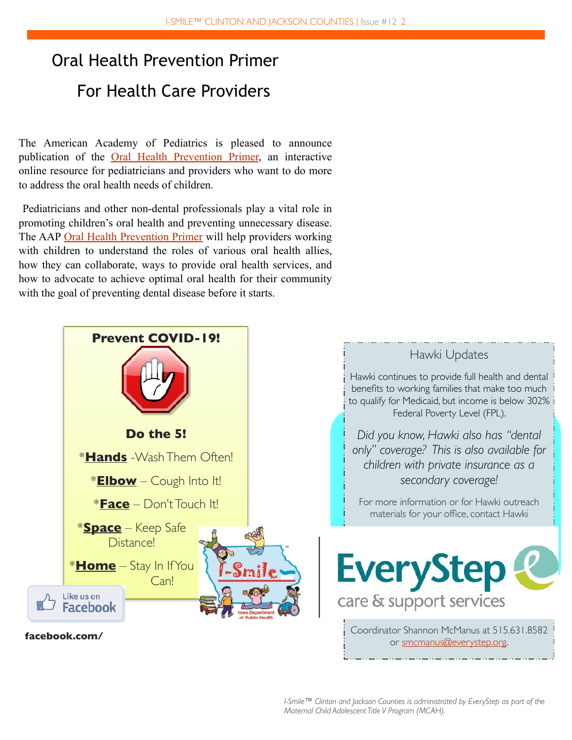# Oral Health Prevention Primer

# For Health Care Providers

The American Academy of Pediatrics is pleased to announce publication of the Oral Health Prevention Primer, an interactive online resource for pediatricians and providers who want to do more to address the oral health needs of children.

Pediatricians and other non-dental professionals play a vital role in promoting children's oral health and preventing unnecessary disease. The AAP Oral Health Prevention Primer will help providers working with children to understand the roles of various oral health allies, how they can collaborate, ways to provide oral health services, and how to advocate to achieve optimal oral health for their community with the goal of preventing dental disease before it starts.

**Prevent COVID-19!**

**Do the 5!**

*__Hands__ -Wash Them Often!

*__Elbow__ – Cough Into It!

*__Face__ – Don't Touch It!

*__Space__ – Keep Safe Distance!

*__Home__ – Stay In If You Can!

Like us on Facebook

**facebook.com/**

## Hawki Updates

Hawki continues to provide full health and dental benefits to working families that make too much to qualify for Medicaid, but income is below 302% Federal Poverty Level (FPL).

*Did you know, Hawki also has "dental only" coverage? This is also available for children with private insurance as a secondary coverage!*

For more information or for Hawki outreach materials for your office, contact Hawki Coordinator Shannon McManus at 515.631.8582 or smcmanus@everystep.org.

EveryStep care & support services

*I-Smile™ Clinton and Jackson Counties is administrated by EveryStep as part of the Maternal Child Adolescent Title V Program (MCAH).*